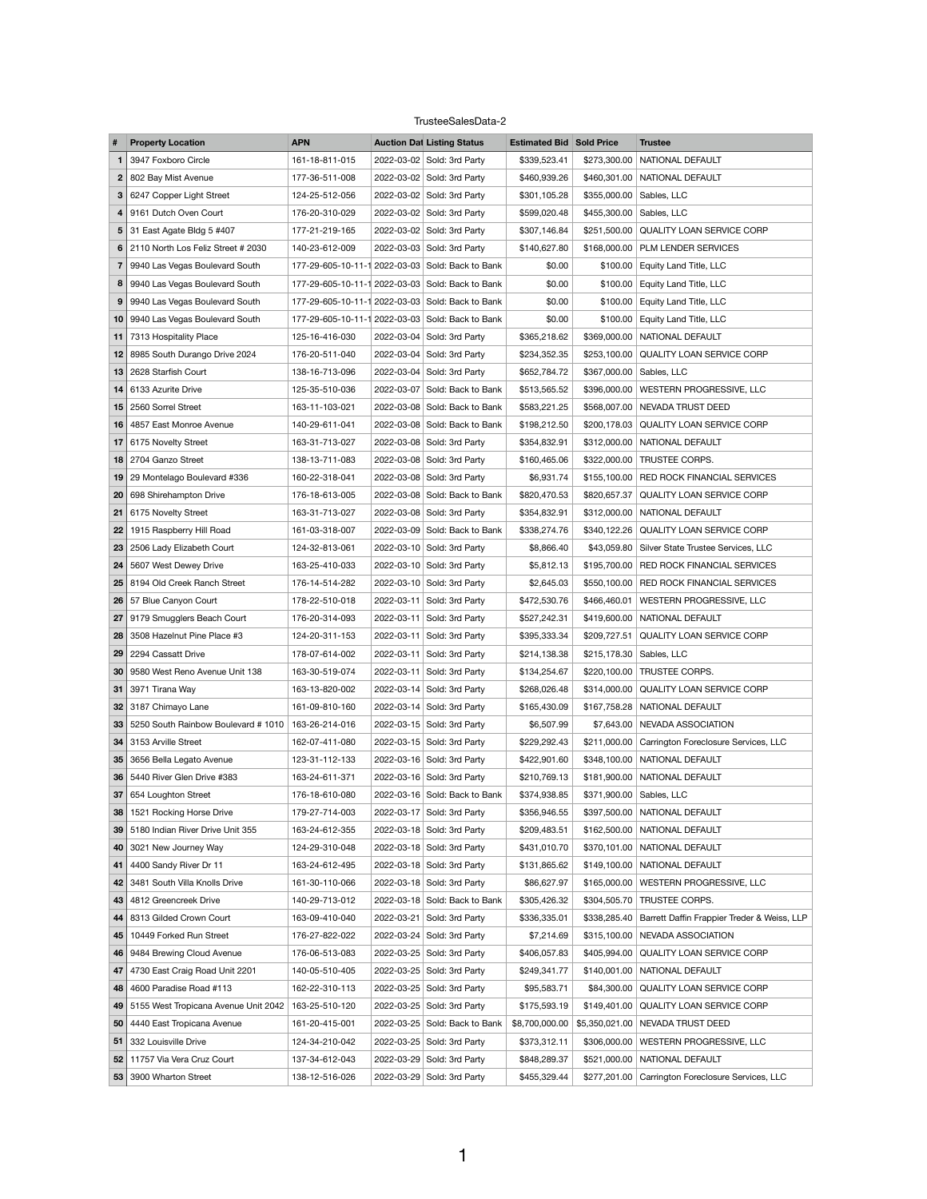TrusteeSalesData-2

| # | Property Location | APN | Auction Dat | Listing Status | Estimated Bid | Sold Price | Trustee |
|---|---|---|---|---|---|---|---|
| 1 | 3947 Foxboro Circle | 161-18-811-015 | 2022-03-02 | Sold: 3rd Party | $339,523.41 | $273,300.00 | NATIONAL DEFAULT |
| 2 | 802 Bay Mist Avenue | 177-36-511-008 | 2022-03-02 | Sold: 3rd Party | $460,939.26 | $460,301.00 | NATIONAL DEFAULT |
| 3 | 6247 Copper Light Street | 124-25-512-056 | 2022-03-02 | Sold: 3rd Party | $301,105.28 | $355,000.00 | Sables, LLC |
| 4 | 9161 Dutch Oven Court | 176-20-310-029 | 2022-03-02 | Sold: 3rd Party | $599,020.48 | $455,300.00 | Sables, LLC |
| 5 | 31 East Agate Bldg 5 #407 | 177-21-219-165 | 2022-03-02 | Sold: 3rd Party | $307,146.84 | $251,500.00 | QUALITY LOAN SERVICE CORP |
| 6 | 2110 North Los Feliz Street # 2030 | 140-23-612-009 | 2022-03-03 | Sold: 3rd Party | $140,627.80 | $168,000.00 | PLM LENDER SERVICES |
| 7 | 9940 Las Vegas Boulevard South | 177-29-605-10-11-1 | 2022-03-03 | Sold: Back to Bank | $0.00 | $100.00 | Equity Land Title, LLC |
| 8 | 9940 Las Vegas Boulevard South | 177-29-605-10-11-1 | 2022-03-03 | Sold: Back to Bank | $0.00 | $100.00 | Equity Land Title, LLC |
| 9 | 9940 Las Vegas Boulevard South | 177-29-605-10-11-1 | 2022-03-03 | Sold: Back to Bank | $0.00 | $100.00 | Equity Land Title, LLC |
| 10 | 9940 Las Vegas Boulevard South | 177-29-605-10-11-1 | 2022-03-03 | Sold: Back to Bank | $0.00 | $100.00 | Equity Land Title, LLC |
| 11 | 7313 Hospitality Place | 125-16-416-030 | 2022-03-04 | Sold: 3rd Party | $365,218.62 | $369,000.00 | NATIONAL DEFAULT |
| 12 | 8985 South Durango Drive 2024 | 176-20-511-040 | 2022-03-04 | Sold: 3rd Party | $234,352.35 | $253,100.00 | QUALITY LOAN SERVICE CORP |
| 13 | 2628 Starfish Court | 138-16-713-096 | 2022-03-04 | Sold: 3rd Party | $652,784.72 | $367,000.00 | Sables, LLC |
| 14 | 6133 Azurite Drive | 125-35-510-036 | 2022-03-07 | Sold: Back to Bank | $513,565.52 | $396,000.00 | WESTERN PROGRESSIVE, LLC |
| 15 | 2560 Sorrel Street | 163-11-103-021 | 2022-03-08 | Sold: Back to Bank | $583,221.25 | $568,007.00 | NEVADA TRUST DEED |
| 16 | 4857 East Monroe Avenue | 140-29-611-041 | 2022-03-08 | Sold: Back to Bank | $198,212.50 | $200,178.03 | QUALITY LOAN SERVICE CORP |
| 17 | 6175 Novelty Street | 163-31-713-027 | 2022-03-08 | Sold: 3rd Party | $354,832.91 | $312,000.00 | NATIONAL DEFAULT |
| 18 | 2704 Ganzo Street | 138-13-711-083 | 2022-03-08 | Sold: 3rd Party | $160,465.06 | $322,000.00 | TRUSTEE CORPS. |
| 19 | 29 Montelago Boulevard #336 | 160-22-318-041 | 2022-03-08 | Sold: 3rd Party | $6,931.74 | $155,100.00 | RED ROCK FINANCIAL SERVICES |
| 20 | 698 Shirehampton Drive | 176-18-613-005 | 2022-03-08 | Sold: Back to Bank | $820,470.53 | $820,657.37 | QUALITY LOAN SERVICE CORP |
| 21 | 6175 Novelty Street | 163-31-713-027 | 2022-03-08 | Sold: 3rd Party | $354,832.91 | $312,000.00 | NATIONAL DEFAULT |
| 22 | 1915 Raspberry Hill Road | 161-03-318-007 | 2022-03-09 | Sold: Back to Bank | $338,274.76 | $340,122.26 | QUALITY LOAN SERVICE CORP |
| 23 | 2506 Lady Elizabeth Court | 124-32-813-061 | 2022-03-10 | Sold: 3rd Party | $8,866.40 | $43,059.80 | Silver State Trustee Services, LLC |
| 24 | 5607 West Dewey Drive | 163-25-410-033 | 2022-03-10 | Sold: 3rd Party | $5,812.13 | $195,700.00 | RED ROCK FINANCIAL SERVICES |
| 25 | 8194 Old Creek Ranch Street | 176-14-514-282 | 2022-03-10 | Sold: 3rd Party | $2,645.03 | $550,100.00 | RED ROCK FINANCIAL SERVICES |
| 26 | 57 Blue Canyon Court | 178-22-510-018 | 2022-03-11 | Sold: 3rd Party | $472,530.76 | $466,460.01 | WESTERN PROGRESSIVE, LLC |
| 27 | 9179 Smugglers Beach Court | 176-20-314-093 | 2022-03-11 | Sold: 3rd Party | $527,242.31 | $419,600.00 | NATIONAL DEFAULT |
| 28 | 3508 Hazelnut Pine Place #3 | 124-20-311-153 | 2022-03-11 | Sold: 3rd Party | $395,333.34 | $209,727.51 | QUALITY LOAN SERVICE CORP |
| 29 | 2294 Cassatt Drive | 178-07-614-002 | 2022-03-11 | Sold: 3rd Party | $214,138.38 | $215,178.30 | Sables, LLC |
| 30 | 9580 West Reno Avenue Unit 138 | 163-30-519-074 | 2022-03-11 | Sold: 3rd Party | $134,254.67 | $220,100.00 | TRUSTEE CORPS. |
| 31 | 3971 Tirana Way | 163-13-820-002 | 2022-03-14 | Sold: 3rd Party | $268,026.48 | $314,000.00 | QUALITY LOAN SERVICE CORP |
| 32 | 3187 Chimayo Lane | 161-09-810-160 | 2022-03-14 | Sold: 3rd Party | $165,430.09 | $167,758.28 | NATIONAL DEFAULT |
| 33 | 5250 South Rainbow Boulevard # 1010 | 163-26-214-016 | 2022-03-15 | Sold: 3rd Party | $6,507.99 | $7,643.00 | NEVADA ASSOCIATION |
| 34 | 3153 Arville Street | 162-07-411-080 | 2022-03-15 | Sold: 3rd Party | $229,292.43 | $211,000.00 | Carrington Foreclosure Services, LLC |
| 35 | 3656 Bella Legato Avenue | 123-31-112-133 | 2022-03-16 | Sold: 3rd Party | $422,901.60 | $348,100.00 | NATIONAL DEFAULT |
| 36 | 5440 River Glen Drive #383 | 163-24-611-371 | 2022-03-16 | Sold: 3rd Party | $210,769.13 | $181,900.00 | NATIONAL DEFAULT |
| 37 | 654 Loughton Street | 176-18-610-080 | 2022-03-16 | Sold: Back to Bank | $374,938.85 | $371,900.00 | Sables, LLC |
| 38 | 1521 Rocking Horse Drive | 179-27-714-003 | 2022-03-17 | Sold: 3rd Party | $356,946.55 | $397,500.00 | NATIONAL DEFAULT |
| 39 | 5180 Indian River Drive Unit 355 | 163-24-612-355 | 2022-03-18 | Sold: 3rd Party | $209,483.51 | $162,500.00 | NATIONAL DEFAULT |
| 40 | 3021 New Journey Way | 124-29-310-048 | 2022-03-18 | Sold: 3rd Party | $431,010.70 | $370,101.00 | NATIONAL DEFAULT |
| 41 | 4400 Sandy River Dr 11 | 163-24-612-495 | 2022-03-18 | Sold: 3rd Party | $131,865.62 | $149,100.00 | NATIONAL DEFAULT |
| 42 | 3481 South Villa Knolls Drive | 161-30-110-066 | 2022-03-18 | Sold: 3rd Party | $86,627.97 | $165,000.00 | WESTERN PROGRESSIVE, LLC |
| 43 | 4812 Greencreek Drive | 140-29-713-012 | 2022-03-18 | Sold: Back to Bank | $305,426.32 | $304,505.70 | TRUSTEE CORPS. |
| 44 | 8313 Gilded Crown Court | 163-09-410-040 | 2022-03-21 | Sold: 3rd Party | $336,335.01 | $338,285.40 | Barrett Daffin Frappier Treder & Weiss, LLP |
| 45 | 10449 Forked Run Street | 176-27-822-022 | 2022-03-24 | Sold: 3rd Party | $7,214.69 | $315,100.00 | NEVADA ASSOCIATION |
| 46 | 9484 Brewing Cloud Avenue | 176-06-513-083 | 2022-03-25 | Sold: 3rd Party | $406,057.83 | $405,994.00 | QUALITY LOAN SERVICE CORP |
| 47 | 4730 East Craig Road Unit 2201 | 140-05-510-405 | 2022-03-25 | Sold: 3rd Party | $249,341.77 | $140,001.00 | NATIONAL DEFAULT |
| 48 | 4600 Paradise Road #113 | 162-22-310-113 | 2022-03-25 | Sold: 3rd Party | $95,583.71 | $84,300.00 | QUALITY LOAN SERVICE CORP |
| 49 | 5155 West Tropicana Avenue Unit 2042 | 163-25-510-120 | 2022-03-25 | Sold: 3rd Party | $175,593.19 | $149,401.00 | QUALITY LOAN SERVICE CORP |
| 50 | 4440 East Tropicana Avenue | 161-20-415-001 | 2022-03-25 | Sold: Back to Bank | $8,700,000.00 | $5,350,021.00 | NEVADA TRUST DEED |
| 51 | 332 Louisville Drive | 124-34-210-042 | 2022-03-25 | Sold: 3rd Party | $373,312.11 | $306,000.00 | WESTERN PROGRESSIVE, LLC |
| 52 | 11757 Via Vera Cruz Court | 137-34-612-043 | 2022-03-29 | Sold: 3rd Party | $848,289.37 | $521,000.00 | NATIONAL DEFAULT |
| 53 | 3900 Wharton Street | 138-12-516-026 | 2022-03-29 | Sold: 3rd Party | $455,329.44 | $277,201.00 | Carrington Foreclosure Services, LLC |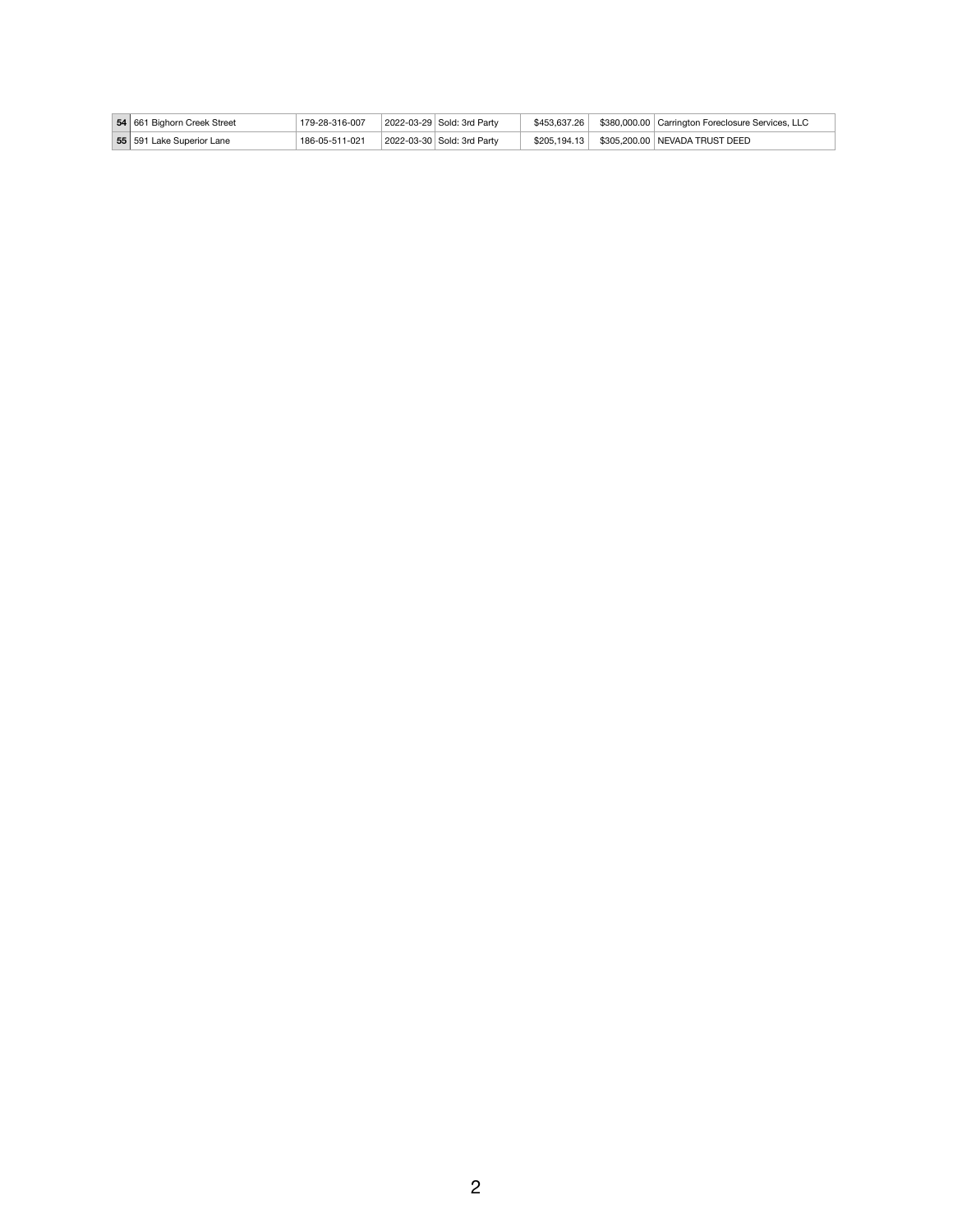| | | | | | | | |
|---|---|---|---|---|---|---|---|
| **54** | 661 Bighorn Creek Street | 179-28-316-007 | 2022-03-29 | Sold: 3rd Party | $453,637.26 | $380,000.00 | Carrington Foreclosure Services, LLC |
| **55** | 591 Lake Superior Lane | 186-05-511-021 | 2022-03-30 | Sold: 3rd Party | $205,194.13 | $305,200.00 | NEVADA TRUST DEED |